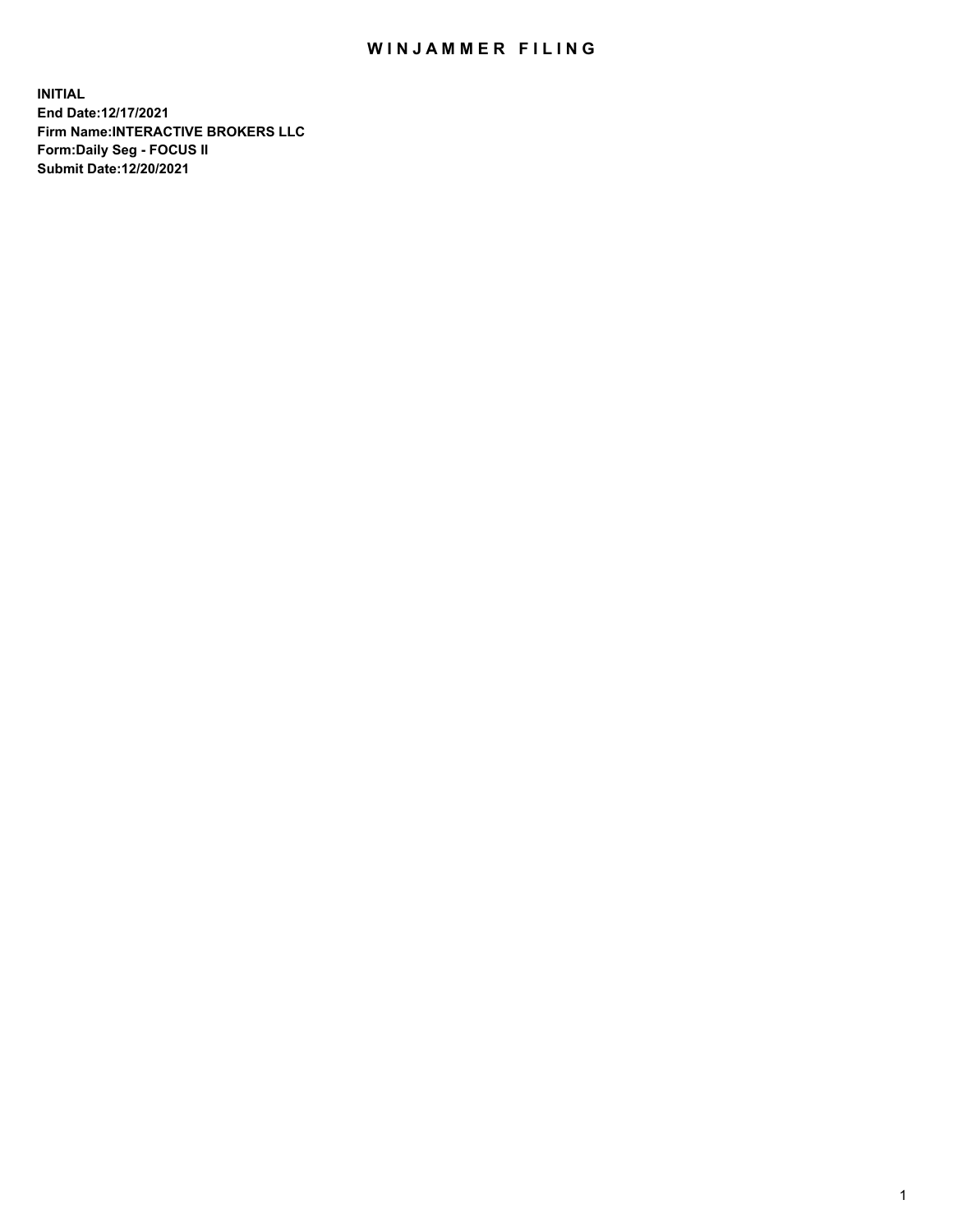# WINJAMMER FILING

**INITIAL**
**End Date:12/17/2021**
**Firm Name:INTERACTIVE BROKERS LLC**
**Form:Daily Seg - FOCUS II**
**Submit Date:12/20/2021**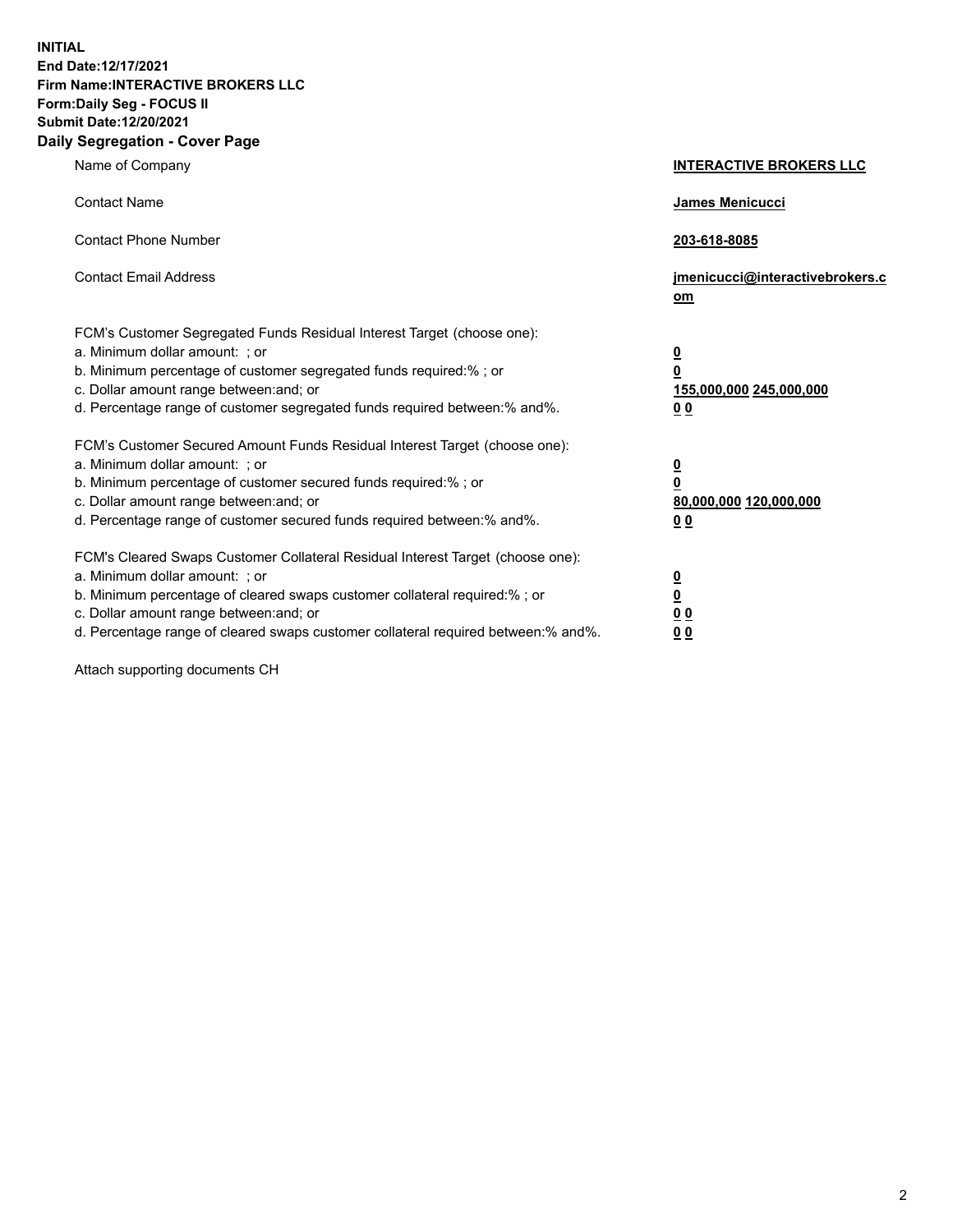**INITIAL**
**End Date:12/17/2021**
**Firm Name:INTERACTIVE BROKERS LLC**
**Form:Daily Seg - FOCUS II**
**Submit Date:12/20/2021**

## Daily Segregation - Cover Page

| | |
|---|---|
| Name of Company | **INTERACTIVE BROKERS LLC** |
| Contact Name | **James Menicucci** |
| Contact Phone Number | **203-618-8085** |
| Contact Email Address | **jmenicucci@interactivebrokers.com** |

FCM's Customer Segregated Funds Residual Interest Target (choose one):

| | |
|---|---|
| a. Minimum dollar amount: ; or | **0** |
| b. Minimum percentage of customer segregated funds required:% ; or | **0** |
| c. Dollar amount range between:and; or | **155,000,000** **245,000,000** |
| d. Percentage range of customer segregated funds required between:% and%. | **0** **0** |

FCM's Customer Secured Amount Funds Residual Interest Target (choose one):

| | |
|---|---|
| a. Minimum dollar amount: ; or | **0** |
| b. Minimum percentage of customer secured funds required:% ; or | **0** |
| c. Dollar amount range between:and; or | **80,000,000** **120,000,000** |
| d. Percentage range of customer secured funds required between:% and%. | **0** **0** |

FCM's Cleared Swaps Customer Collateral Residual Interest Target (choose one):

| | |
|---|---|
| a. Minimum dollar amount: ; or | **0** |
| b. Minimum percentage of cleared swaps customer collateral required:% ; or | **0** |
| c. Dollar amount range between:and; or | **0** **0** |
| d. Percentage range of cleared swaps customer collateral required between:% and%. | **0** **0** |

Attach supporting documents CH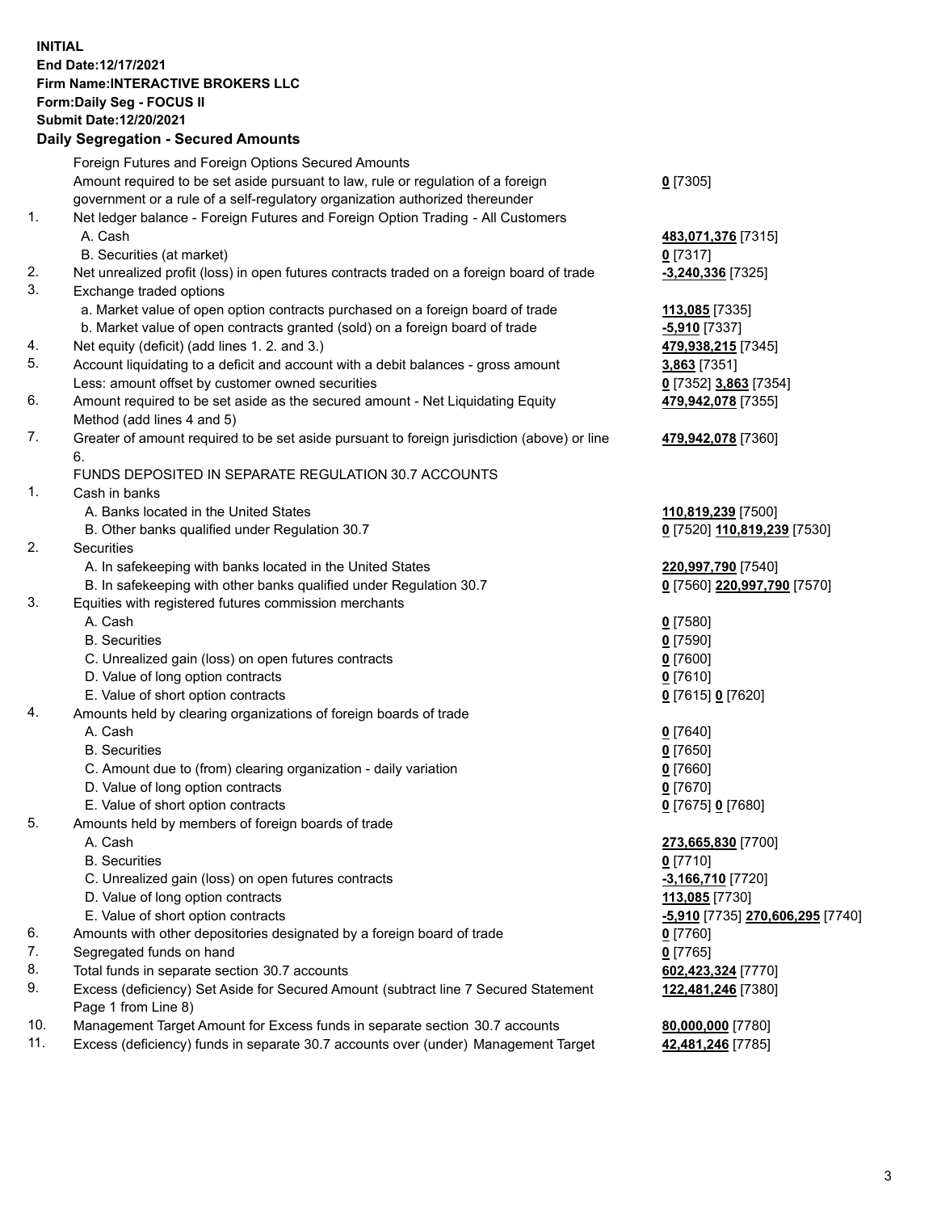**INITIAL**
**End Date:12/17/2021**
**Firm Name:INTERACTIVE BROKERS LLC**
**Form:Daily Seg - FOCUS II**
**Submit Date:12/20/2021**

## Daily Segregation - Secured Amounts

| | | |
|---|---|---|
| | Foreign Futures and Foreign Options Secured Amounts | |
| | Amount required to be set aside pursuant to law, rule or regulation of a foreign government or a rule of a self-regulatory organization authorized thereunder | **0** [7305] |
| 1. | Net ledger balance - Foreign Futures and Foreign Option Trading - All Customers | |
| | A. Cash | **483,071,376** [7315] |
| | B. Securities (at market) | **0** [7317] |
| 2. | Net unrealized profit (loss) in open futures contracts traded on a foreign board of trade | **-3,240,336** [7325] |
| 3. | Exchange traded options | |
| | a. Market value of open option contracts purchased on a foreign board of trade | **113,085** [7335] |
| | b. Market value of open contracts granted (sold) on a foreign board of trade | **-5,910** [7337] |
| 4. | Net equity (deficit) (add lines 1. 2. and 3.) | **479,938,215** [7345] |
| 5. | Account liquidating to a deficit and account with a debit balances - gross amount | **3,863** [7351] |
| | Less: amount offset by customer owned securities | **0** [7352] **3,863** [7354] |
| 6. | Amount required to be set aside as the secured amount - Net Liquidating Equity Method (add lines 4 and 5) | **479,942,078** [7355] |
| 7. | Greater of amount required to be set aside pursuant to foreign jurisdiction (above) or line 6. | **479,942,078** [7360] |
| | FUNDS DEPOSITED IN SEPARATE REGULATION 30.7 ACCOUNTS | |
| 1. | Cash in banks | |
| | A. Banks located in the United States | **110,819,239** [7500] |
| | B. Other banks qualified under Regulation 30.7 | **0** [7520] **110,819,239** [7530] |
| 2. | Securities | |
| | A. In safekeeping with banks located in the United States | **220,997,790** [7540] |
| | B. In safekeeping with other banks qualified under Regulation 30.7 | **0** [7560] **220,997,790** [7570] |
| 3. | Equities with registered futures commission merchants | |
| | A. Cash | **0** [7580] |
| | B. Securities | **0** [7590] |
| | C. Unrealized gain (loss) on open futures contracts | **0** [7600] |
| | D. Value of long option contracts | **0** [7610] |
| | E. Value of short option contracts | **0** [7615] **0** [7620] |
| 4. | Amounts held by clearing organizations of foreign boards of trade | |
| | A. Cash | **0** [7640] |
| | B. Securities | **0** [7650] |
| | C. Amount due to (from) clearing organization - daily variation | **0** [7660] |
| | D. Value of long option contracts | **0** [7670] |
| | E. Value of short option contracts | **0** [7675] **0** [7680] |
| 5. | Amounts held by members of foreign boards of trade | |
| | A. Cash | **273,665,830** [7700] |
| | B. Securities | **0** [7710] |
| | C. Unrealized gain (loss) on open futures contracts | **-3,166,710** [7720] |
| | D. Value of long option contracts | **113,085** [7730] |
| | E. Value of short option contracts | **-5,910** [7735] **270,606,295** [7740] |
| 6. | Amounts with other depositories designated by a foreign board of trade | **0** [7760] |
| 7. | Segregated funds on hand | **0** [7765] |
| 8. | Total funds in separate section 30.7 accounts | **602,423,324** [7770] |
| 9. | Excess (deficiency) Set Aside for Secured Amount (subtract line 7 Secured Statement Page 1 from Line 8) | **122,481,246** [7380] |
| 10. | Management Target Amount for Excess funds in separate section 30.7 accounts | **80,000,000** [7780] |
| 11. | Excess (deficiency) funds in separate 30.7 accounts over (under) Management Target | **42,481,246** [7785] |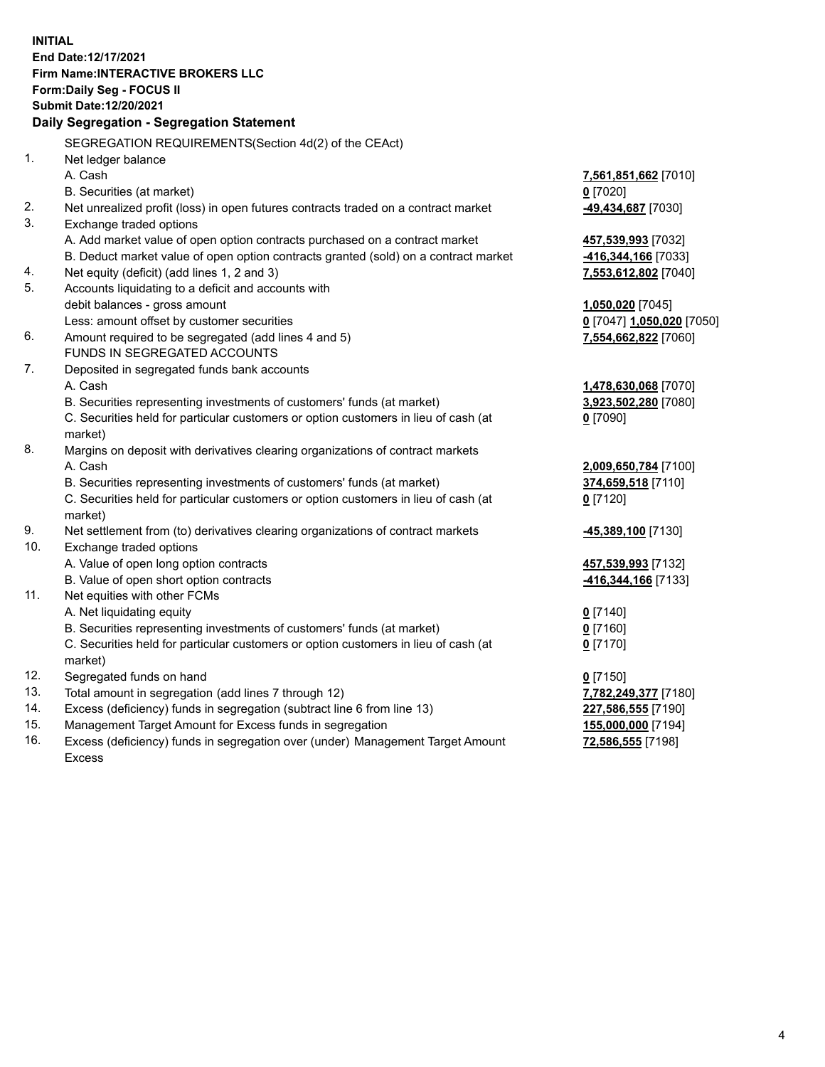**INITIAL**
**End Date:12/17/2021**
**Firm Name:INTERACTIVE BROKERS LLC**
**Form:Daily Seg - FOCUS II**
**Submit Date:12/20/2021**

**Daily Segregation - Segregation Statement**

SEGREGATION REQUIREMENTS(Section 4d(2) of the CEAct)

| | | |
|---|---|---|
| 1. | Net ledger balance | |
| | A. Cash | **7,561,851,662** [7010] |
| | B. Securities (at market) | **0** [7020] |
| 2. | Net unrealized profit (loss) in open futures contracts traded on a contract market | **-49,434,687** [7030] |
| 3. | Exchange traded options | |
| | A. Add market value of open option contracts purchased on a contract market | **457,539,993** [7032] |
| | B. Deduct market value of open option contracts granted (sold) on a contract market | **-416,344,166** [7033] |
| 4. | Net equity (deficit) (add lines 1, 2 and 3) | **7,553,612,802** [7040] |
| 5. | Accounts liquidating to a deficit and accounts with | |
| | debit balances - gross amount | **1,050,020** [7045] |
| | Less: amount offset by customer securities | **0** [7047] **1,050,020** [7050] |
| 6. | Amount required to be segregated (add lines 4 and 5) | **7,554,662,822** [7060] |
| | FUNDS IN SEGREGATED ACCOUNTS | |
| 7. | Deposited in segregated funds bank accounts | |
| | A. Cash | **1,478,630,068** [7070] |
| | B. Securities representing investments of customers' funds (at market) | **3,923,502,280** [7080] |
| | C. Securities held for particular customers or option customers in lieu of cash (at market) | **0** [7090] |
| 8. | Margins on deposit with derivatives clearing organizations of contract markets | |
| | A. Cash | **2,009,650,784** [7100] |
| | B. Securities representing investments of customers' funds (at market) | **374,659,518** [7110] |
| | C. Securities held for particular customers or option customers in lieu of cash (at market) | **0** [7120] |
| 9. | Net settlement from (to) derivatives clearing organizations of contract markets | **-45,389,100** [7130] |
| 10. | Exchange traded options | |
| | A. Value of open long option contracts | **457,539,993** [7132] |
| | B. Value of open short option contracts | **-416,344,166** [7133] |
| 11. | Net equities with other FCMs | |
| | A. Net liquidating equity | **0** [7140] |
| | B. Securities representing investments of customers' funds (at market) | **0** [7160] |
| | C. Securities held for particular customers or option customers in lieu of cash (at market) | **0** [7170] |
| 12. | Segregated funds on hand | **0** [7150] |
| 13. | Total amount in segregation (add lines 7 through 12) | **7,782,249,377** [7180] |
| 14. | Excess (deficiency) funds in segregation (subtract line 6 from line 13) | **227,586,555** [7190] |
| 15. | Management Target Amount for Excess funds in segregation | **155,000,000** [7194] |
| 16. | Excess (deficiency) funds in segregation over (under) Management Target Amount Excess | **72,586,555** [7198] |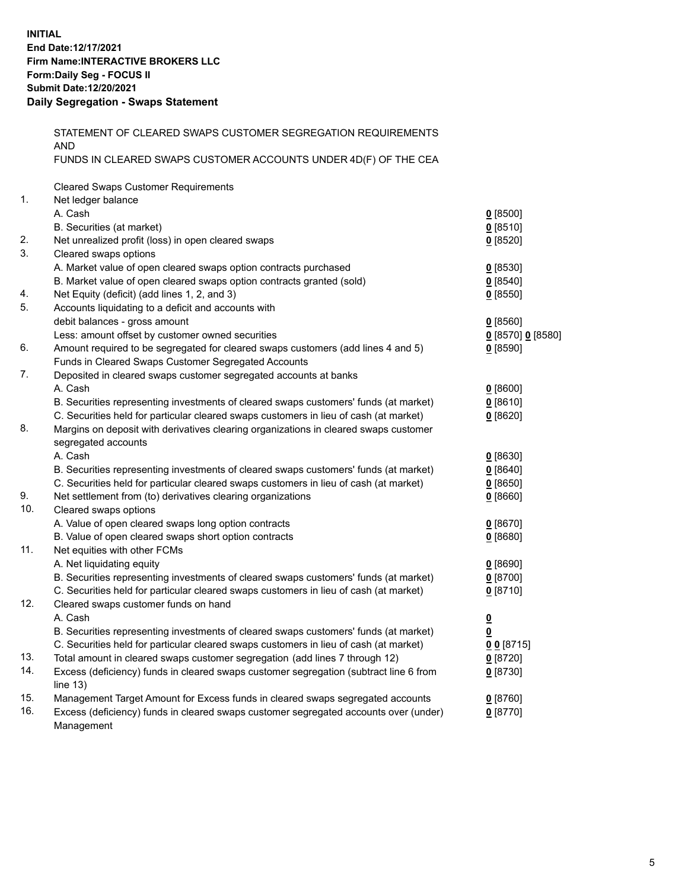**INITIAL**
**End Date:12/17/2021**
**Firm Name:INTERACTIVE BROKERS LLC**
**Form:Daily Seg - FOCUS II**
**Submit Date:12/20/2021**
**Daily Segregation - Swaps Statement**

STATEMENT OF CLEARED SWAPS CUSTOMER SEGREGATION REQUIREMENTS AND FUNDS IN CLEARED SWAPS CUSTOMER ACCOUNTS UNDER 4D(F) OF THE CEA

| | | |
|---|---|---|
| | Cleared Swaps Customer Requirements | |
| 1. | Net ledger balance | |
| | A. Cash | 0 [8500] |
| | B. Securities (at market) | 0 [8510] |
| 2. | Net unrealized profit (loss) in open cleared swaps | 0 [8520] |
| 3. | Cleared swaps options | |
| | A. Market value of open cleared swaps option contracts purchased | 0 [8530] |
| | B. Market value of open cleared swaps option contracts granted (sold) | 0 [8540] |
| 4. | Net Equity (deficit) (add lines 1, 2, and 3) | 0 [8550] |
| 5. | Accounts liquidating to a deficit and accounts with | |
| | debit balances - gross amount | 0 [8560] |
| | Less: amount offset by customer owned securities | 0 [8570] 0 [8580] |
| 6. | Amount required to be segregated for cleared swaps customers (add lines 4 and 5) | 0 [8590] |
| | Funds in Cleared Swaps Customer Segregated Accounts | |
| 7. | Deposited in cleared swaps customer segregated accounts at banks | |
| | A. Cash | 0 [8600] |
| | B. Securities representing investments of cleared swaps customers' funds (at market) | 0 [8610] |
| | C. Securities held for particular cleared swaps customers in lieu of cash (at market) | 0 [8620] |
| 8. | Margins on deposit with derivatives clearing organizations in cleared swaps customer segregated accounts | |
| | A. Cash | 0 [8630] |
| | B. Securities representing investments of cleared swaps customers' funds (at market) | 0 [8640] |
| | C. Securities held for particular cleared swaps customers in lieu of cash (at market) | 0 [8650] |
| 9. | Net settlement from (to) derivatives clearing organizations | 0 [8660] |
| 10. | Cleared swaps options | |
| | A. Value of open cleared swaps long option contracts | 0 [8670] |
| | B. Value of open cleared swaps short option contracts | 0 [8680] |
| 11. | Net equities with other FCMs | |
| | A. Net liquidating equity | 0 [8690] |
| | B. Securities representing investments of cleared swaps customers' funds (at market) | 0 [8700] |
| | C. Securities held for particular cleared swaps customers in lieu of cash (at market) | 0 [8710] |
| 12. | Cleared swaps customer funds on hand | |
| | A. Cash | 0 |
| | B. Securities representing investments of cleared swaps customers' funds (at market) | 0 |
| | C. Securities held for particular cleared swaps customers in lieu of cash (at market) | 0 0 [8715] |
| 13. | Total amount in cleared swaps customer segregation (add lines 7 through 12) | 0 [8720] |
| 14. | Excess (deficiency) funds in cleared swaps customer segregation (subtract line 6 from line 13) | 0 [8730] |
| 15. | Management Target Amount for Excess funds in cleared swaps segregated accounts | 0 [8760] |
| 16. | Excess (deficiency) funds in cleared swaps customer segregated accounts over (under) Management | 0 [8770] |